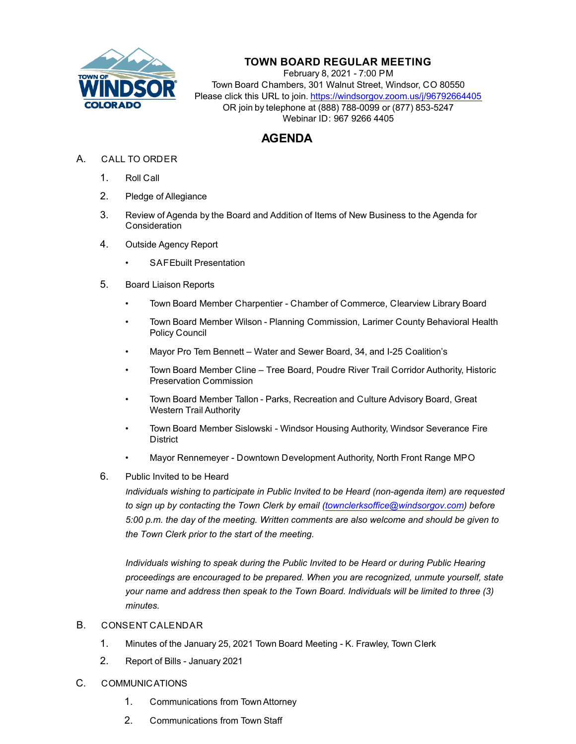# TOWN BOARD REGULAR MEETING

February 8, 2021 - 7:00 PM
Town Board Chambers, 301 Walnut Street, Windsor, CO 80550
Please click this URL to join. https://windsorgov.zoom.us/j/96792664405
OR join by telephone at (888) 788-0099 or (877) 853-5247
Webinar ID: 967 9266 4405

## AGENDA

A. CALL TO ORDER

1. Roll Call
2. Pledge of Allegiance
3. Review of Agenda by the Board and Addition of Items of New Business to the Agenda for Consideration
4. Outside Agency Report
   - SAFEbuilt Presentation
5. Board Liaison Reports
   - Town Board Member Charpentier - Chamber of Commerce, Clearview Library Board
   - Town Board Member Wilson - Planning Commission, Larimer County Behavioral Health Policy Council
   - Mayor Pro Tem Bennett – Water and Sewer Board, 34, and I-25 Coalition's
   - Town Board Member Cline – Tree Board, Poudre River Trail Corridor Authority, Historic Preservation Commission
   - Town Board Member Tallon - Parks, Recreation and Culture Advisory Board, Great Western Trail Authority
   - Town Board Member Sislowski - Windsor Housing Authority, Windsor Severance Fire District
   - Mayor Rennemeyer - Downtown Development Authority, North Front Range MPO
6. Public Invited to be Heard

   *Individuals wishing to participate in Public Invited to be Heard (non-agenda item) are requested to sign up by contacting the Town Clerk by email (townclerksoffice@windsorgov.com) before 5:00 p.m. the day of the meeting. Written comments are also welcome and should be given to the Town Clerk prior to the start of the meeting.*

   *Individuals wishing to speak during the Public Invited to be Heard or during Public Hearing proceedings are encouraged to be prepared. When you are recognized, unmute yourself, state your name and address then speak to the Town Board. Individuals will be limited to three (3) minutes.*

B. CONSENT CALENDAR

1. Minutes of the January 25, 2021 Town Board Meeting - K. Frawley, Town Clerk
2. Report of Bills - January 2021

C. COMMUNICATIONS

1. Communications from Town Attorney
2. Communications from Town Staff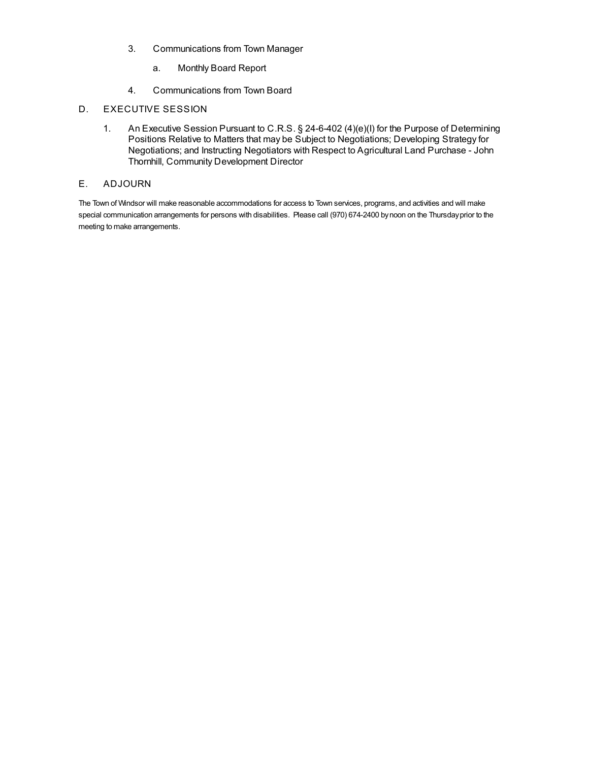3. Communications from Town Manager

    a. Monthly Board Report

4. Communications from Town Board

D. EXECUTIVE SESSION

1. An Executive Session Pursuant to C.R.S. § 24-6-402 (4)(e)(I) for the Purpose of Determining Positions Relative to Matters that may be Subject to Negotiations; Developing Strategy for Negotiations; and Instructing Negotiators with Respect to Agricultural Land Purchase - John Thornhill, Community Development Director

E. ADJOURN

The Town of Windsor will make reasonable accommodations for access to Town services, programs, and activities and will make special communication arrangements for persons with disabilities. Please call (970) 674-2400 by noon on the Thursday prior to the meeting to make arrangements.